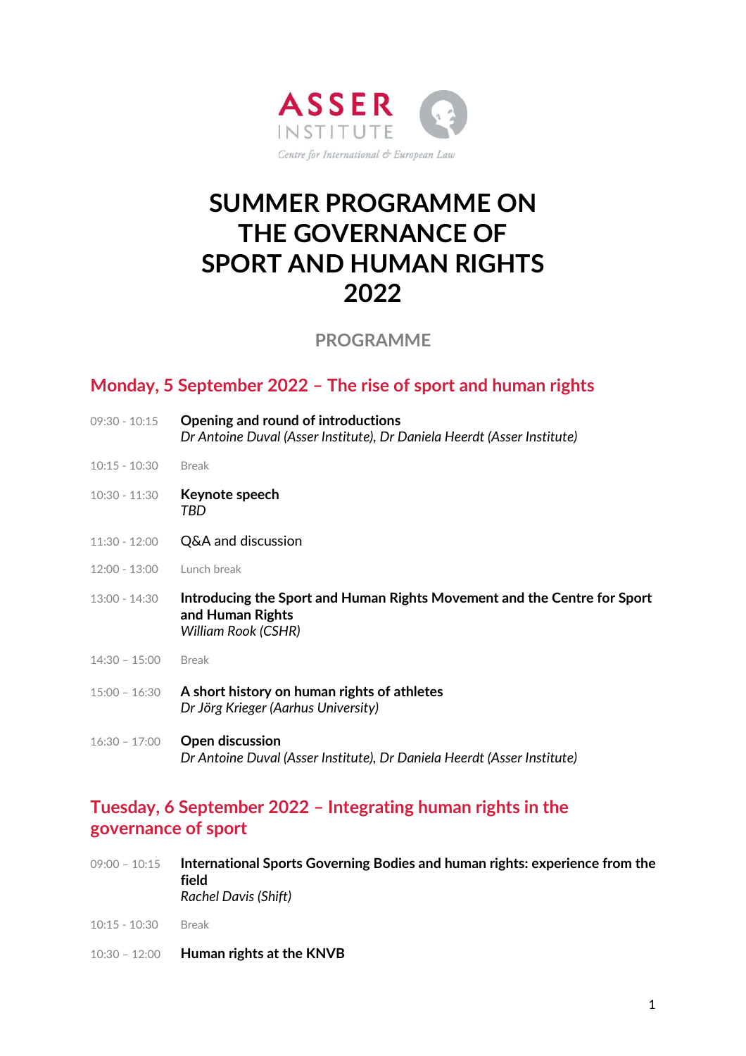ASSER INSTITUTE

Centre for International & European Law

# SUMMER PROGRAMME ON THE GOVERNANCE OF SPORT AND HUMAN RIGHTS 2022

## PROGRAMME

## Monday, 5 September 2022 – The rise of sport and human rights

09:30 - 10:15 **Opening and round of introductions**
*Dr Antoine Duval (Asser Institute), Dr Daniela Heerdt (Asser Institute)*

10:15 - 10:30 Break

10:30 - 11:30 **Keynote speech**
*TBD*

11:30 - 12:00 Q&A and discussion

12:00 - 13:00 Lunch break

13:00 - 14:30 **Introducing the Sport and Human Rights Movement and the Centre for Sport and Human Rights**
*William Rook (CSHR)*

14:30 – 15:00 Break

15:00 – 16:30 **A short history on human rights of athletes**
*Dr Jörg Krieger (Aarhus University)*

16:30 – 17:00 **Open discussion**
*Dr Antoine Duval (Asser Institute), Dr Daniela Heerdt (Asser Institute)*

## Tuesday, 6 September 2022 – Integrating human rights in the governance of sport

09:00 – 10:15 **International Sports Governing Bodies and human rights: experience from the field**
*Rachel Davis (Shift)*

10:15 - 10:30 Break

10:30 – 12:00 **Human rights at the KNVB**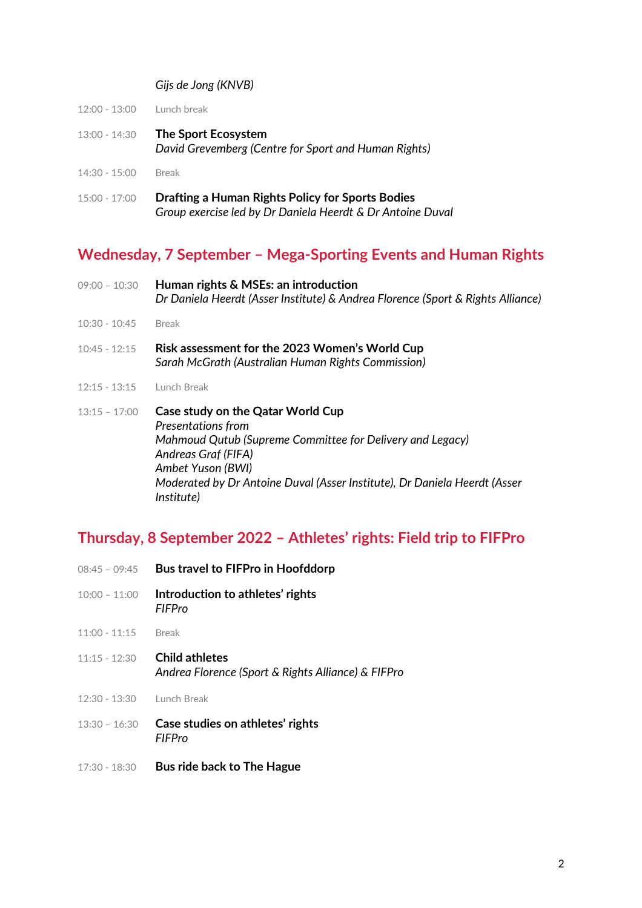*Gijs de Jong (KNVB)*

12:00 - 13:00 Lunch break

13:00 - 14:30 **The Sport Ecosystem**
*David Grevemberg (Centre for Sport and Human Rights)*

14:30 - 15:00 Break

15:00 - 17:00 **Drafting a Human Rights Policy for Sports Bodies**
*Group exercise led by Dr Daniela Heerdt & Dr Antoine Duval*

## Wednesday, 7 September – Mega-Sporting Events and Human Rights

09:00 – 10:30 **Human rights & MSEs: an introduction**
*Dr Daniela Heerdt (Asser Institute) & Andrea Florence (Sport & Rights Alliance)*

10:30 - 10:45 Break

10:45 - 12:15 **Risk assessment for the 2023 Women's World Cup**
*Sarah McGrath (Australian Human Rights Commission)*

12:15 - 13:15 Lunch Break

13:15 – 17:00 **Case study on the Qatar World Cup**
*Presentations from*
*Mahmoud Qutub (Supreme Committee for Delivery and Legacy)*
*Andreas Graf (FIFA)*
*Ambet Yuson (BWI)*
*Moderated by Dr Antoine Duval (Asser Institute), Dr Daniela Heerdt (Asser Institute)*

## Thursday, 8 September 2022 – Athletes' rights: Field trip to FIFPro

08:45 – 09:45 **Bus travel to FIFPro in Hoofddorp**

10:00 – 11:00 **Introduction to athletes' rights**
*FIFPro*

11:00 - 11:15 Break

11:15 - 12:30 **Child athletes**
*Andrea Florence (Sport & Rights Alliance) & FIFPro*

12:30 - 13:30 Lunch Break

13:30 – 16:30 **Case studies on athletes' rights**
*FIFPro*

17:30 - 18:30 **Bus ride back to The Hague**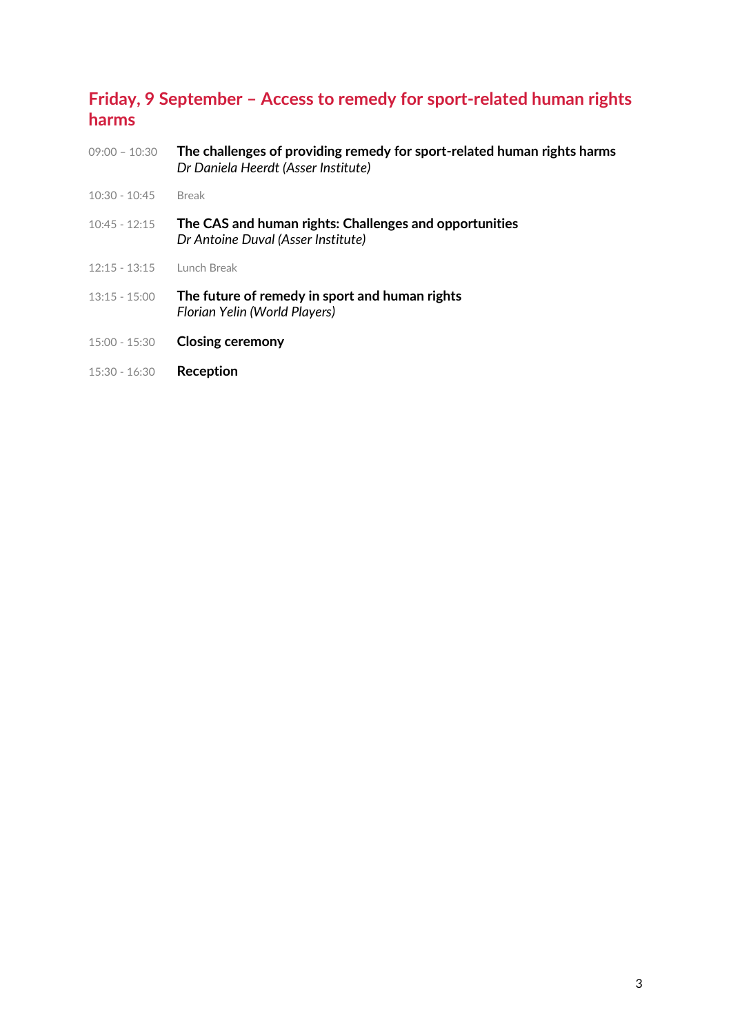## Friday, 9 September – Access to remedy for sport-related human rights harms

09:00 – 10:30 **The challenges of providing remedy for sport-related human rights harms**
*Dr Daniela Heerdt (Asser Institute)*

10:30 - 10:45 Break

10:45 - 12:15 **The CAS and human rights: Challenges and opportunities**
*Dr Antoine Duval (Asser Institute)*

12:15 - 13:15 Lunch Break

13:15 - 15:00 **The future of remedy in sport and human rights**
*Florian Yelin (World Players)*

15:00 - 15:30 **Closing ceremony**

15:30 - 16:30 **Reception**